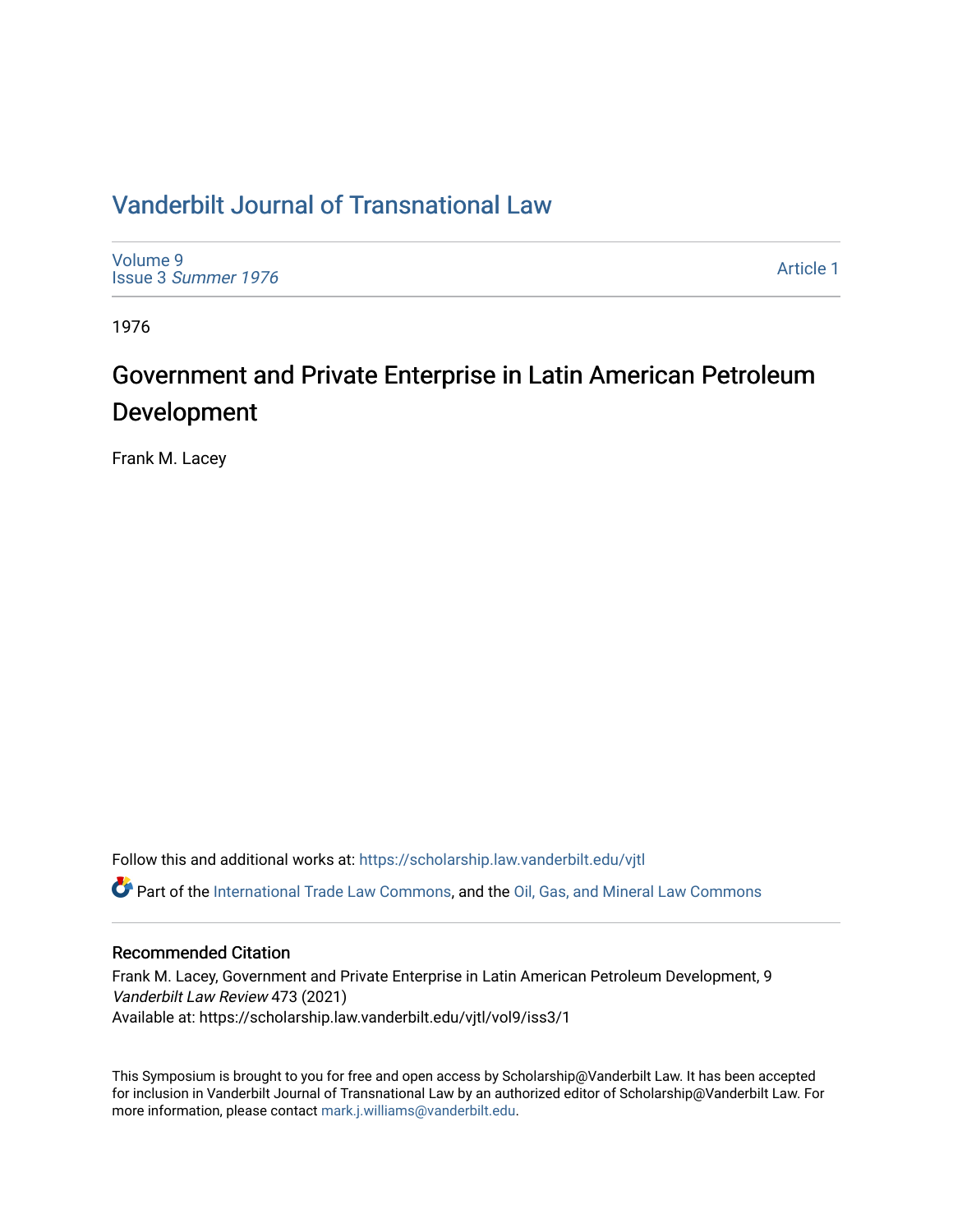# Vanderbilt Journal of Transnational Law

Volume 9
Issue 3 *Summer 1976*

Article 1

1976

## Government and Private Enterprise in Latin American Petroleum Development

Frank M. Lacey

Follow this and additional works at: https://scholarship.law.vanderbilt.edu/vjtl

Part of the International Trade Law Commons, and the Oil, Gas, and Mineral Law Commons

### Recommended Citation

Frank M. Lacey, Government and Private Enterprise in Latin American Petroleum Development, 9 *Vanderbilt Law Review* 473 (2021)
Available at: https://scholarship.law.vanderbilt.edu/vjtl/vol9/iss3/1

This Symposium is brought to you for free and open access by Scholarship@Vanderbilt Law. It has been accepted for inclusion in Vanderbilt Journal of Transnational Law by an authorized editor of Scholarship@Vanderbilt Law. For more information, please contact mark.j.williams@vanderbilt.edu.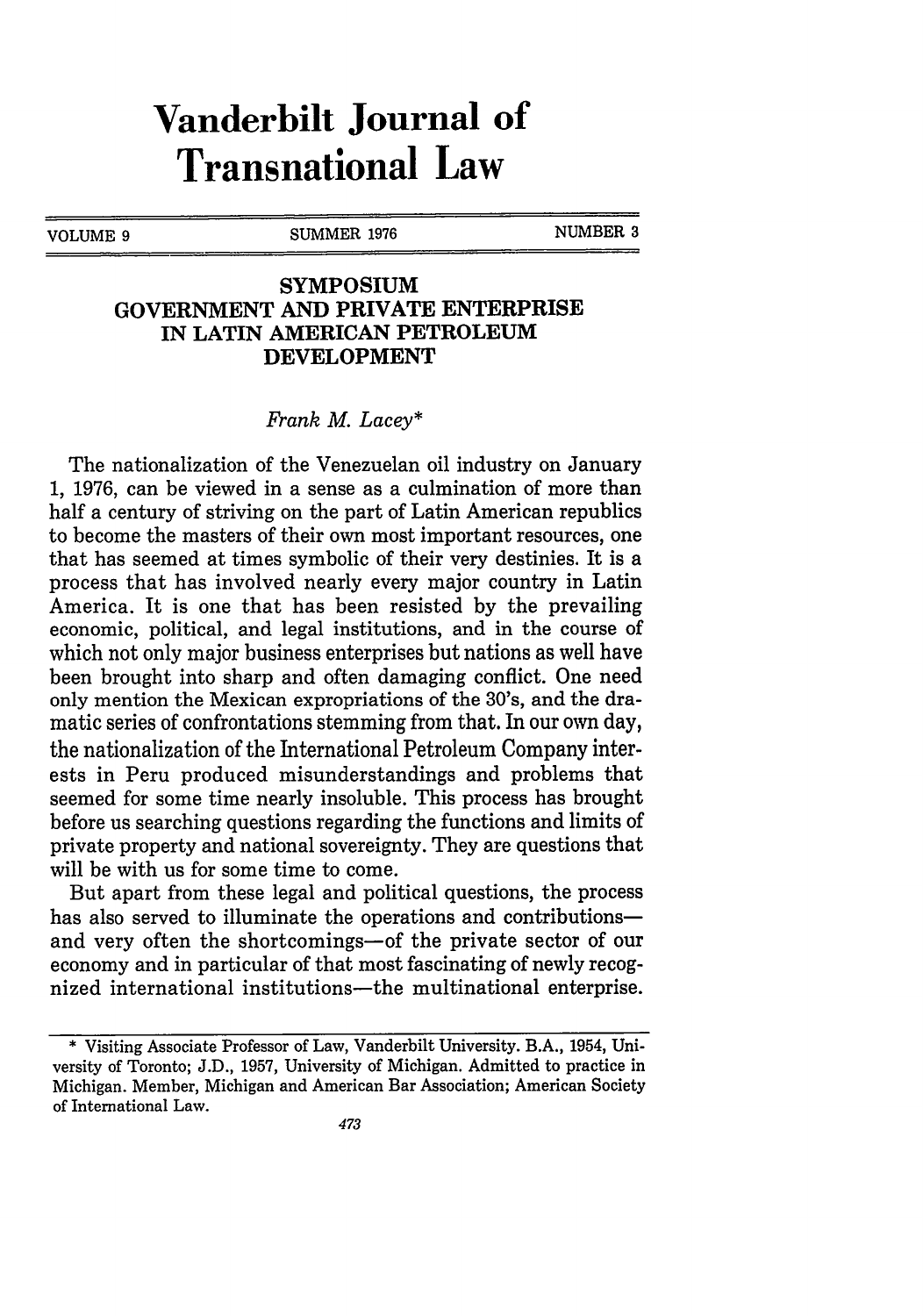# Vanderbilt Journal of Transnational Law

VOLUME 9 | SUMMER 1976 | NUMBER 3

## SYMPOSIUM
## GOVERNMENT AND PRIVATE ENTERPRISE IN LATIN AMERICAN PETROLEUM DEVELOPMENT

*Frank M. Lacey**

The nationalization of the Venezuelan oil industry on January 1, 1976, can be viewed in a sense as a culmination of more than half a century of striving on the part of Latin American republics to become the masters of their own most important resources, one that has seemed at times symbolic of their very destinies. It is a process that has involved nearly every major country in Latin America. It is one that has been resisted by the prevailing economic, political, and legal institutions, and in the course of which not only major business enterprises but nations as well have been brought into sharp and often damaging conflict. One need only mention the Mexican expropriations of the 30's, and the dramatic series of confrontations stemming from that. In our own day, the nationalization of the International Petroleum Company interests in Peru produced misunderstandings and problems that seemed for some time nearly insoluble. This process has brought before us searching questions regarding the functions and limits of private property and national sovereignty. They are questions that will be with us for some time to come.

But apart from these legal and political questions, the process has also served to illuminate the operations and contributions—and very often the shortcomings—of the private sector of our economy and in particular of that most fascinating of newly recognized international institutions—the multinational enterprise.

---

\* Visiting Associate Professor of Law, Vanderbilt University. B.A., 1954, University of Toronto; J.D., 1957, University of Michigan. Admitted to practice in Michigan. Member, Michigan and American Bar Association; American Society of International Law.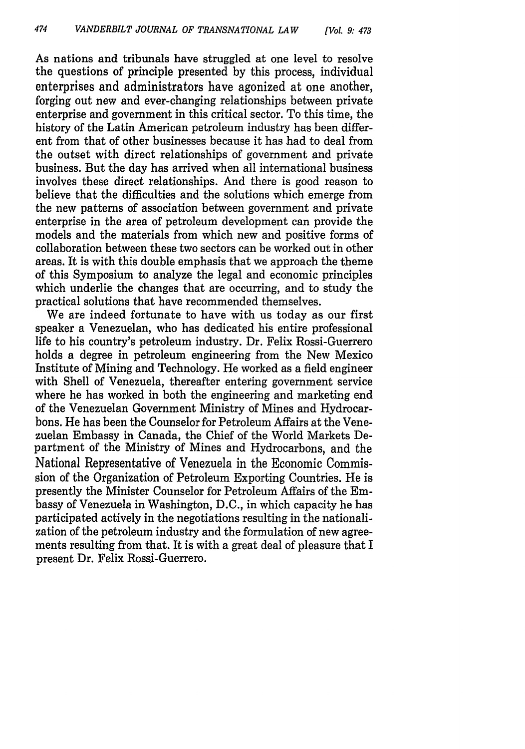As nations and tribunals have struggled at one level to resolve the questions of principle presented by this process, individual enterprises and administrators have agonized at one another, forging out new and ever-changing relationships between private enterprise and government in this critical sector. To this time, the history of the Latin American petroleum industry has been different from that of other businesses because it has had to deal from the outset with direct relationships of government and private business. But the day has arrived when all international business involves these direct relationships. And there is good reason to believe that the difficulties and the solutions which emerge from the new patterns of association between government and private enterprise in the area of petroleum development can provide the models and the materials from which new and positive forms of collaboration between these two sectors can be worked out in other areas. It is with this double emphasis that we approach the theme of this Symposium to analyze the legal and economic principles which underlie the changes that are occurring, and to study the practical solutions that have recommended themselves.

We are indeed fortunate to have with us today as our first speaker a Venezuelan, who has dedicated his entire professional life to his country's petroleum industry. Dr. Felix Rossi-Guerrero holds a degree in petroleum engineering from the New Mexico Institute of Mining and Technology. He worked as a field engineer with Shell of Venezuela, thereafter entering government service where he has worked in both the engineering and marketing end of the Venezuelan Government Ministry of Mines and Hydrocarbons. He has been the Counselor for Petroleum Affairs at the Venezuelan Embassy in Canada, the Chief of the World Markets Department of the Ministry of Mines and Hydrocarbons, and the National Representative of Venezuela in the Economic Commission of the Organization of Petroleum Exporting Countries. He is presently the Minister Counselor for Petroleum Affairs of the Embassy of Venezuela in Washington, D.C., in which capacity he has participated actively in the negotiations resulting in the nationalization of the petroleum industry and the formulation of new agreements resulting from that. It is with a great deal of pleasure that I present Dr. Felix Rossi-Guerrero.